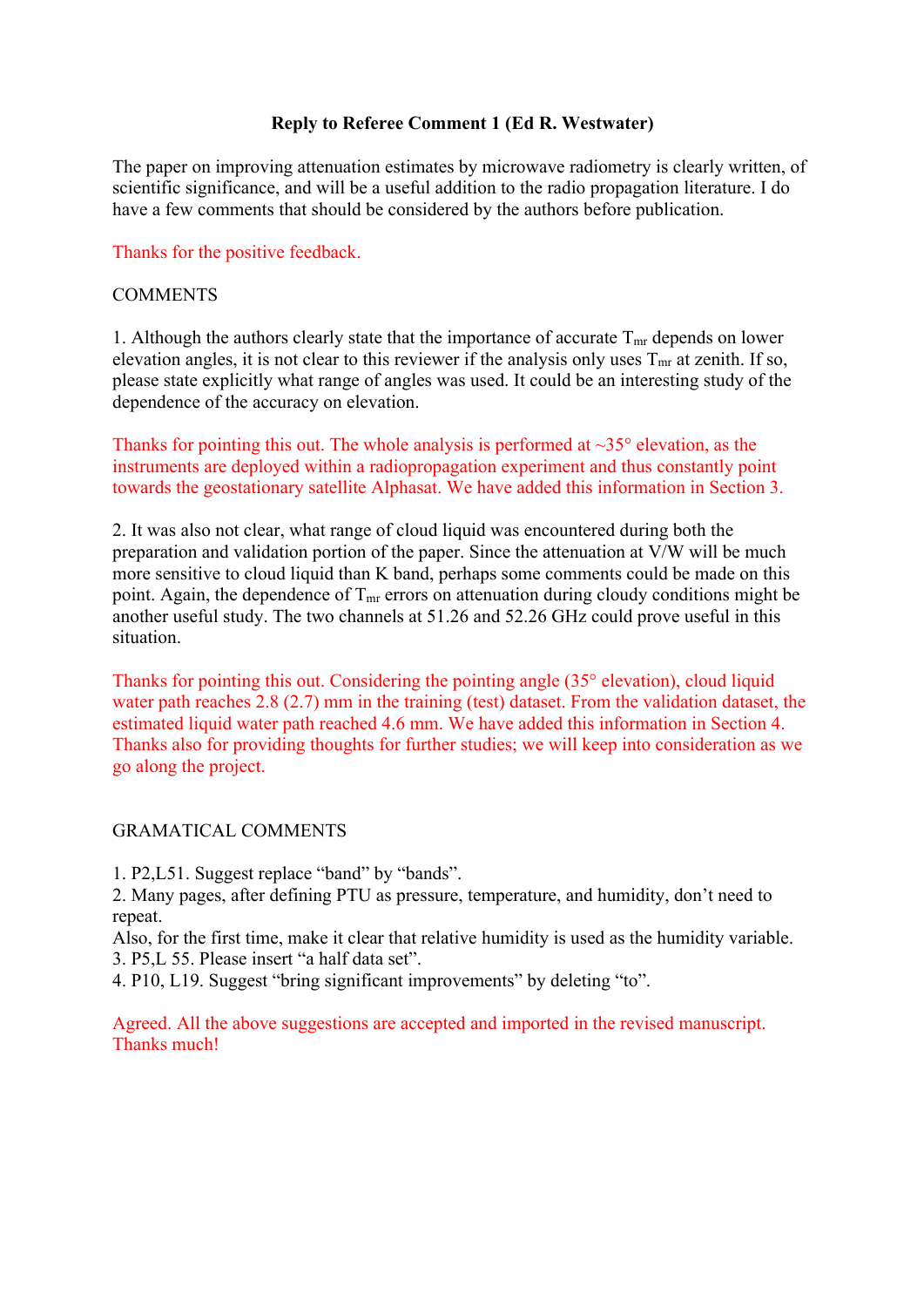**Reply to Referee Comment 1 (Ed R. Westwater)**

The paper on improving attenuation estimates by microwave radiometry is clearly written, of scientific significance, and will be a useful addition to the radio propagation literature. I do have a few comments that should be considered by the authors before publication.

Thanks for the positive feedback.

COMMENTS

1. Although the authors clearly state that the importance of accurate $T_{mr}$ depends on lower elevation angles, it is not clear to this reviewer if the analysis only uses $T_{mr}$ at zenith. If so, please state explicitly what range of angles was used. It could be an interesting study of the dependence of the accuracy on elevation.

Thanks for pointing this out. The whole analysis is performed at ~35° elevation, as the instruments are deployed within a radiopropagation experiment and thus constantly point towards the geostationary satellite Alphasat. We have added this information in Section 3.

2. It was also not clear, what range of cloud liquid was encountered during both the preparation and validation portion of the paper. Since the attenuation at V/W will be much more sensitive to cloud liquid than K band, perhaps some comments could be made on this point. Again, the dependence of $T_{mr}$ errors on attenuation during cloudy conditions might be another useful study. The two channels at 51.26 and 52.26 GHz could prove useful in this situation.

Thanks for pointing this out. Considering the pointing angle (35° elevation), cloud liquid water path reaches 2.8 (2.7) mm in the training (test) dataset. From the validation dataset, the estimated liquid water path reached 4.6 mm. We have added this information in Section 4. Thanks also for providing thoughts for further studies; we will keep into consideration as we go along the project.

GRAMATICAL COMMENTS

1. P2,L51. Suggest replace "band" by "bands".
2. Many pages, after defining PTU as pressure, temperature, and humidity, don't need to repeat.
Also, for the first time, make it clear that relative humidity is used as the humidity variable.
3. P5,L 55. Please insert "a half data set".
4. P10, L19. Suggest "bring significant improvements" by deleting "to".

Agreed. All the above suggestions are accepted and imported in the revised manuscript. Thanks much!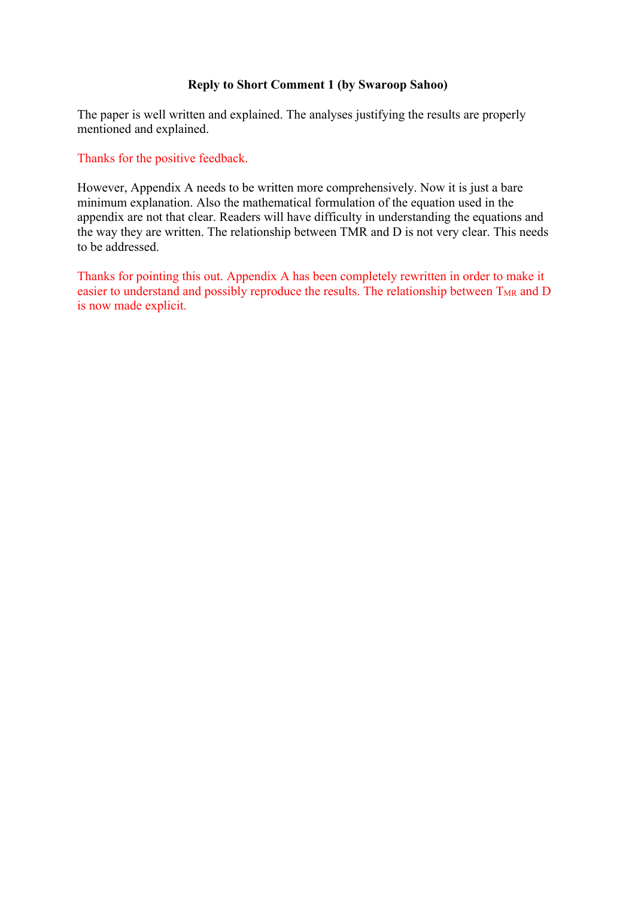**Reply to Short Comment 1 (by Swaroop Sahoo)**

The paper is well written and explained. The analyses justifying the results are properly mentioned and explained.

Thanks for the positive feedback.

However, Appendix A needs to be written more comprehensively. Now it is just a bare minimum explanation. Also the mathematical formulation of the equation used in the appendix are not that clear. Readers will have difficulty in understanding the equations and the way they are written. The relationship between TMR and D is not very clear. This needs to be addressed.

Thanks for pointing this out. Appendix A has been completely rewritten in order to make it easier to understand and possibly reproduce the results. The relationship between $T_{MR}$ and D is now made explicit.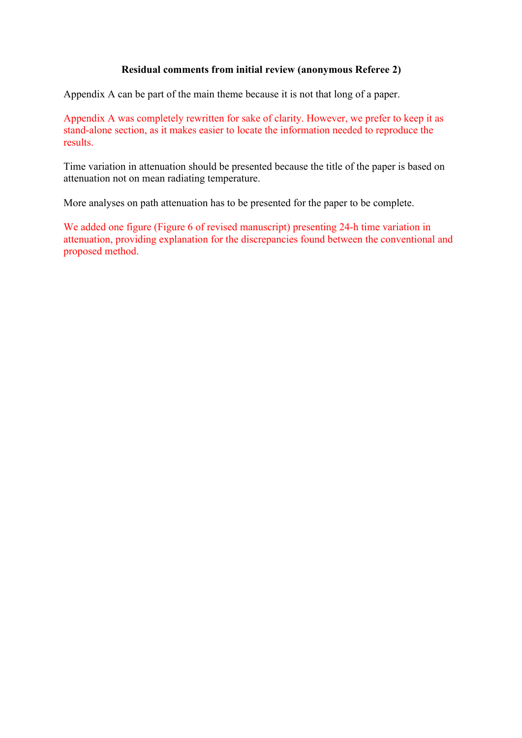**Residual comments from initial review (anonymous Referee 2)**

Appendix A can be part of the main theme because it is not that long of a paper.

Appendix A was completely rewritten for sake of clarity. However, we prefer to keep it as stand-alone section, as it makes easier to locate the information needed to reproduce the results.

Time variation in attenuation should be presented because the title of the paper is based on attenuation not on mean radiating temperature.

More analyses on path attenuation has to be presented for the paper to be complete.

We added one figure (Figure 6 of revised manuscript) presenting 24-h time variation in attenuation, providing explanation for the discrepancies found between the conventional and proposed method.